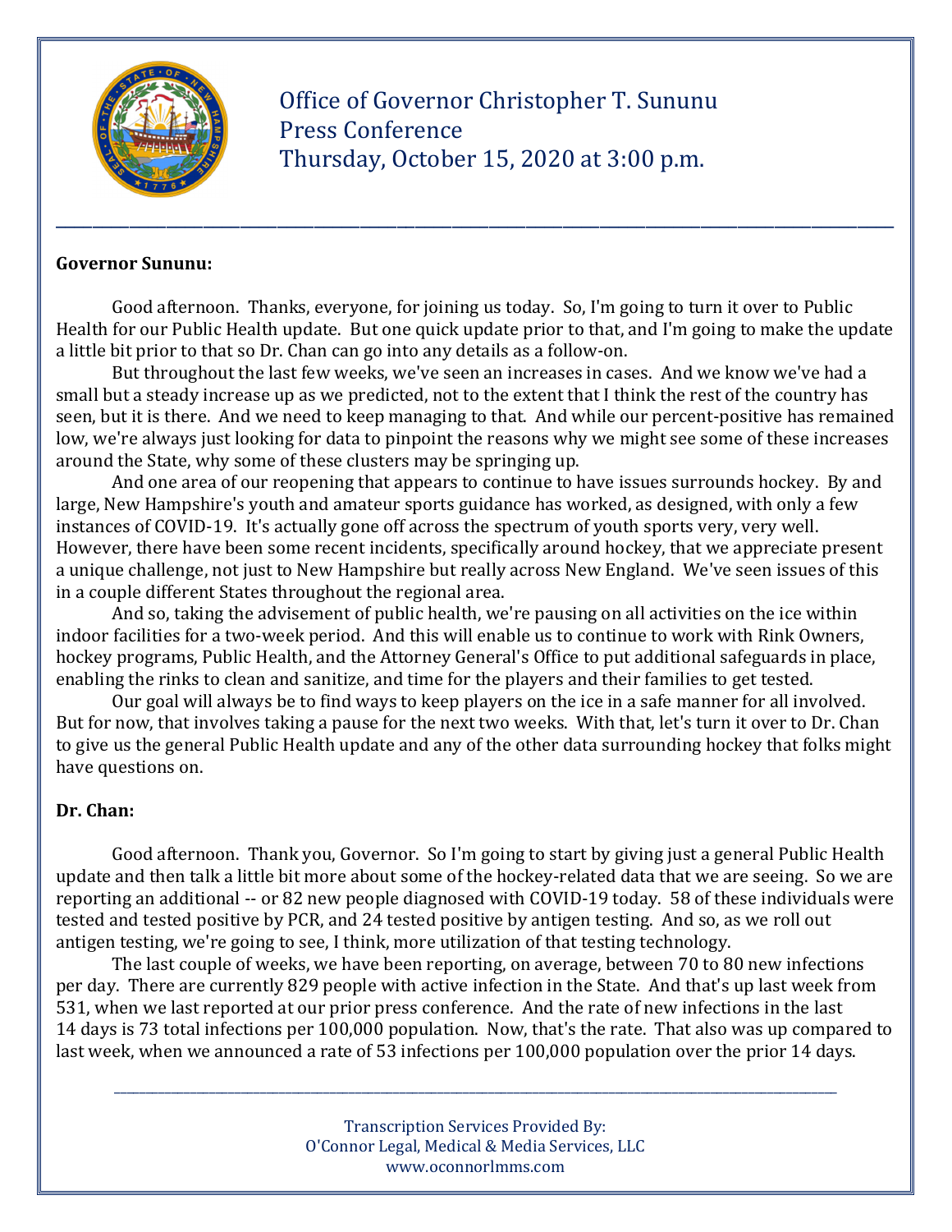# Office of Governor Christopher T. Sununu
## Press Conference
## Thursday, October 15, 2020 at 3:00 p.m.

**Governor Sununu:**

Good afternoon. Thanks, everyone, for joining us today. So, I'm going to turn it over to Public Health for our Public Health update. But one quick update prior to that, and I'm going to make the update a little bit prior to that so Dr. Chan can go into any details as a follow-on.

But throughout the last few weeks, we've seen an increases in cases. And we know we've had a small but a steady increase up as we predicted, not to the extent that I think the rest of the country has seen, but it is there. And we need to keep managing to that. And while our percent-positive has remained low, we're always just looking for data to pinpoint the reasons why we might see some of these increases around the State, why some of these clusters may be springing up.

And one area of our reopening that appears to continue to have issues surrounds hockey. By and large, New Hampshire's youth and amateur sports guidance has worked, as designed, with only a few instances of COVID-19. It's actually gone off across the spectrum of youth sports very, very well. However, there have been some recent incidents, specifically around hockey, that we appreciate present a unique challenge, not just to New Hampshire but really across New England. We've seen issues of this in a couple different States throughout the regional area.

And so, taking the advisement of public health, we're pausing on all activities on the ice within indoor facilities for a two-week period. And this will enable us to continue to work with Rink Owners, hockey programs, Public Health, and the Attorney General's Office to put additional safeguards in place, enabling the rinks to clean and sanitize, and time for the players and their families to get tested.

Our goal will always be to find ways to keep players on the ice in a safe manner for all involved. But for now, that involves taking a pause for the next two weeks. With that, let's turn it over to Dr. Chan to give us the general Public Health update and any of the other data surrounding hockey that folks might have questions on.

**Dr. Chan:**

Good afternoon. Thank you, Governor. So I'm going to start by giving just a general Public Health update and then talk a little bit more about some of the hockey-related data that we are seeing. So we are reporting an additional -- or 82 new people diagnosed with COVID-19 today. 58 of these individuals were tested and tested positive by PCR, and 24 tested positive by antigen testing. And so, as we roll out antigen testing, we're going to see, I think, more utilization of that testing technology.

The last couple of weeks, we have been reporting, on average, between 70 to 80 new infections per day. There are currently 829 people with active infection in the State. And that's up last week from 531, when we last reported at our prior press conference. And the rate of new infections in the last 14 days is 73 total infections per 100,000 population. Now, that's the rate. That also was up compared to last week, when we announced a rate of 53 infections per 100,000 population over the prior 14 days.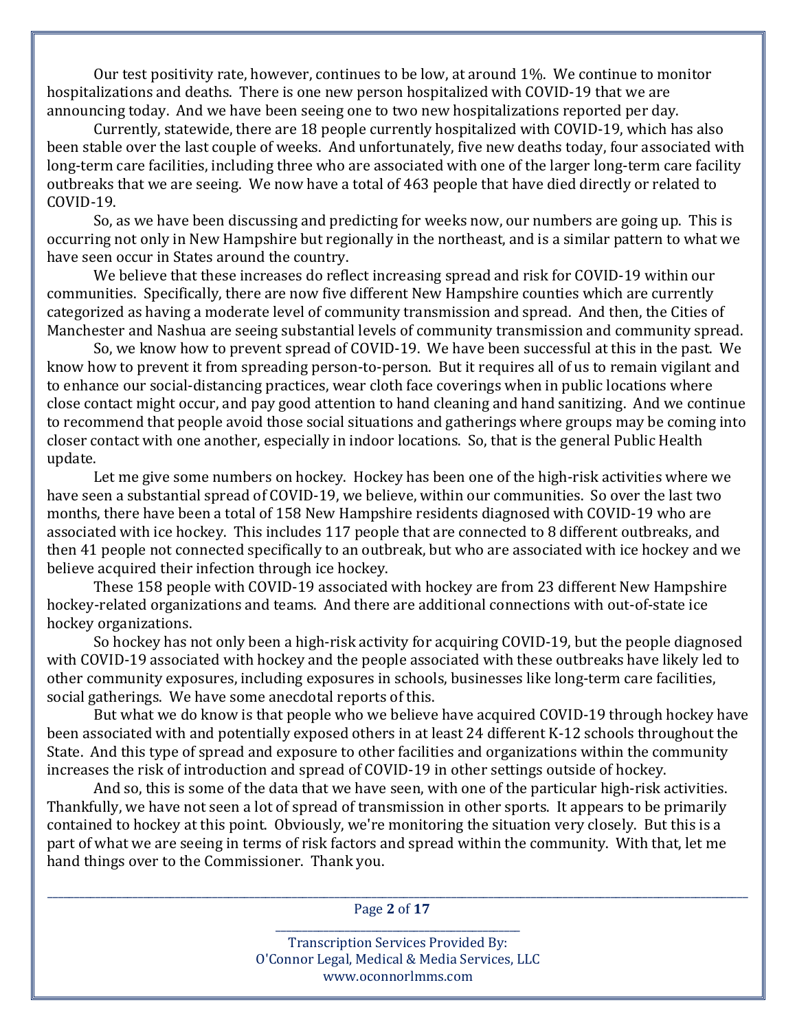Our test positivity rate, however, continues to be low, at around 1%. We continue to monitor hospitalizations and deaths. There is one new person hospitalized with COVID-19 that we are announcing today. And we have been seeing one to two new hospitalizations reported per day.

Currently, statewide, there are 18 people currently hospitalized with COVID-19, which has also been stable over the last couple of weeks. And unfortunately, five new deaths today, four associated with long-term care facilities, including three who are associated with one of the larger long-term care facility outbreaks that we are seeing. We now have a total of 463 people that have died directly or related to COVID-19.

So, as we have been discussing and predicting for weeks now, our numbers are going up. This is occurring not only in New Hampshire but regionally in the northeast, and is a similar pattern to what we have seen occur in States around the country.

We believe that these increases do reflect increasing spread and risk for COVID-19 within our communities. Specifically, there are now five different New Hampshire counties which are currently categorized as having a moderate level of community transmission and spread. And then, the Cities of Manchester and Nashua are seeing substantial levels of community transmission and community spread.

So, we know how to prevent spread of COVID-19. We have been successful at this in the past. We know how to prevent it from spreading person-to-person. But it requires all of us to remain vigilant and to enhance our social-distancing practices, wear cloth face coverings when in public locations where close contact might occur, and pay good attention to hand cleaning and hand sanitizing. And we continue to recommend that people avoid those social situations and gatherings where groups may be coming into closer contact with one another, especially in indoor locations. So, that is the general Public Health update.

Let me give some numbers on hockey. Hockey has been one of the high-risk activities where we have seen a substantial spread of COVID-19, we believe, within our communities. So over the last two months, there have been a total of 158 New Hampshire residents diagnosed with COVID-19 who are associated with ice hockey. This includes 117 people that are connected to 8 different outbreaks, and then 41 people not connected specifically to an outbreak, but who are associated with ice hockey and we believe acquired their infection through ice hockey.

These 158 people with COVID-19 associated with hockey are from 23 different New Hampshire hockey-related organizations and teams. And there are additional connections with out-of-state ice hockey organizations.

So hockey has not only been a high-risk activity for acquiring COVID-19, but the people diagnosed with COVID-19 associated with hockey and the people associated with these outbreaks have likely led to other community exposures, including exposures in schools, businesses like long-term care facilities, social gatherings. We have some anecdotal reports of this.

But what we do know is that people who we believe have acquired COVID-19 through hockey have been associated with and potentially exposed others in at least 24 different K-12 schools throughout the State. And this type of spread and exposure to other facilities and organizations within the community increases the risk of introduction and spread of COVID-19 in other settings outside of hockey.

And so, this is some of the data that we have seen, with one of the particular high-risk activities. Thankfully, we have not seen a lot of spread of transmission in other sports. It appears to be primarily contained to hockey at this point. Obviously, we're monitoring the situation very closely. But this is a part of what we are seeing in terms of risk factors and spread within the community. With that, let me hand things over to the Commissioner. Thank you.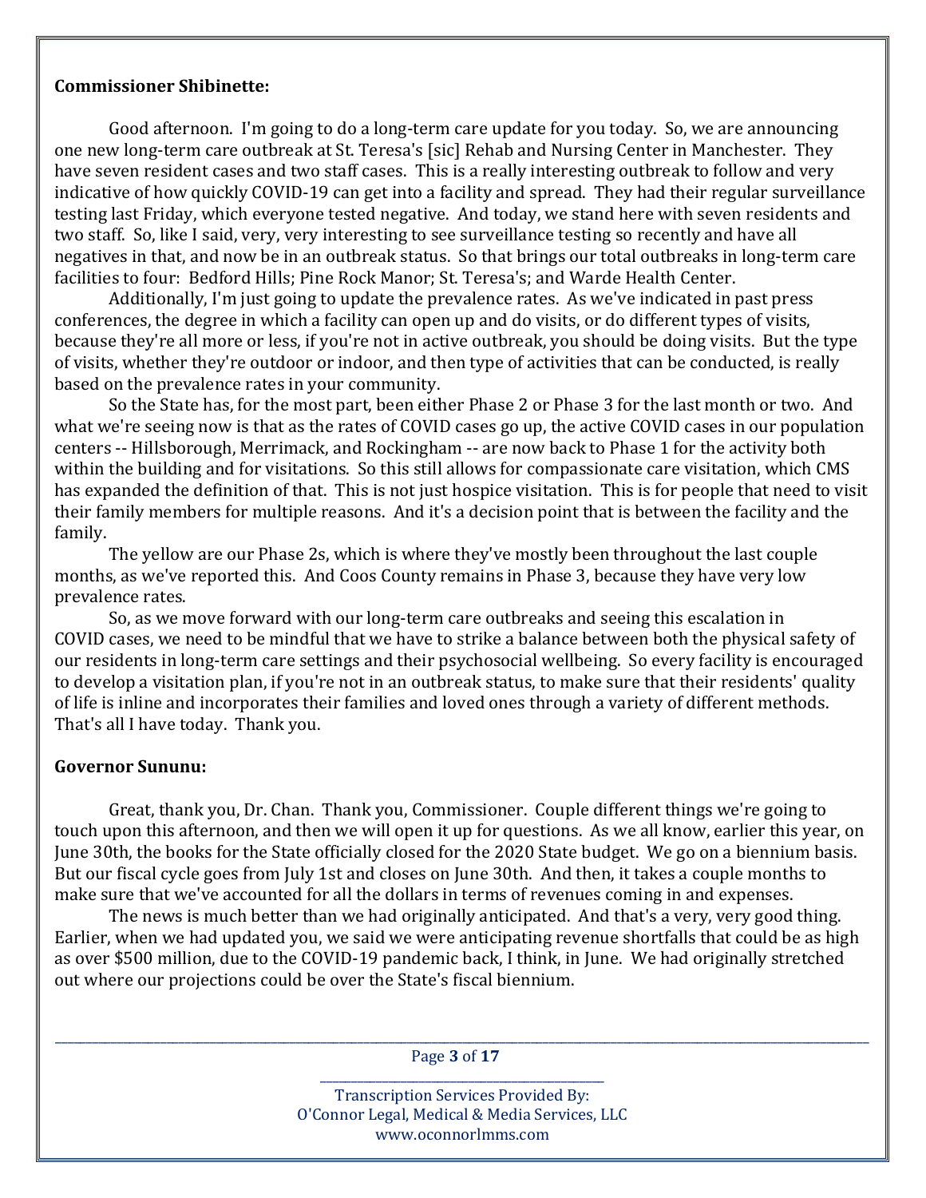**Commissioner Shibinette:**

Good afternoon. I'm going to do a long-term care update for you today. So, we are announcing one new long-term care outbreak at St. Teresa's [sic] Rehab and Nursing Center in Manchester. They have seven resident cases and two staff cases. This is a really interesting outbreak to follow and very indicative of how quickly COVID-19 can get into a facility and spread. They had their regular surveillance testing last Friday, which everyone tested negative. And today, we stand here with seven residents and two staff. So, like I said, very, very interesting to see surveillance testing so recently and have all negatives in that, and now be in an outbreak status. So that brings our total outbreaks in long-term care facilities to four: Bedford Hills; Pine Rock Manor; St. Teresa's; and Warde Health Center.

Additionally, I'm just going to update the prevalence rates. As we've indicated in past press conferences, the degree in which a facility can open up and do visits, or do different types of visits, because they're all more or less, if you're not in active outbreak, you should be doing visits. But the type of visits, whether they're outdoor or indoor, and then type of activities that can be conducted, is really based on the prevalence rates in your community.

So the State has, for the most part, been either Phase 2 or Phase 3 for the last month or two. And what we're seeing now is that as the rates of COVID cases go up, the active COVID cases in our population centers -- Hillsborough, Merrimack, and Rockingham -- are now back to Phase 1 for the activity both within the building and for visitations. So this still allows for compassionate care visitation, which CMS has expanded the definition of that. This is not just hospice visitation. This is for people that need to visit their family members for multiple reasons. And it's a decision point that is between the facility and the family.

The yellow are our Phase 2s, which is where they've mostly been throughout the last couple months, as we've reported this. And Coos County remains in Phase 3, because they have very low prevalence rates.

So, as we move forward with our long-term care outbreaks and seeing this escalation in COVID cases, we need to be mindful that we have to strike a balance between both the physical safety of our residents in long-term care settings and their psychosocial wellbeing. So every facility is encouraged to develop a visitation plan, if you're not in an outbreak status, to make sure that their residents' quality of life is inline and incorporates their families and loved ones through a variety of different methods. That's all I have today. Thank you.

**Governor Sununu:**

Great, thank you, Dr. Chan. Thank you, Commissioner. Couple different things we're going to touch upon this afternoon, and then we will open it up for questions. As we all know, earlier this year, on June 30th, the books for the State officially closed for the 2020 State budget. We go on a biennium basis. But our fiscal cycle goes from July 1st and closes on June 30th. And then, it takes a couple months to make sure that we've accounted for all the dollars in terms of revenues coming in and expenses.

The news is much better than we had originally anticipated. And that's a very, very good thing. Earlier, when we had updated you, we said we were anticipating revenue shortfalls that could be as high as over $500 million, due to the COVID-19 pandemic back, I think, in June. We had originally stretched out where our projections could be over the State's fiscal biennium.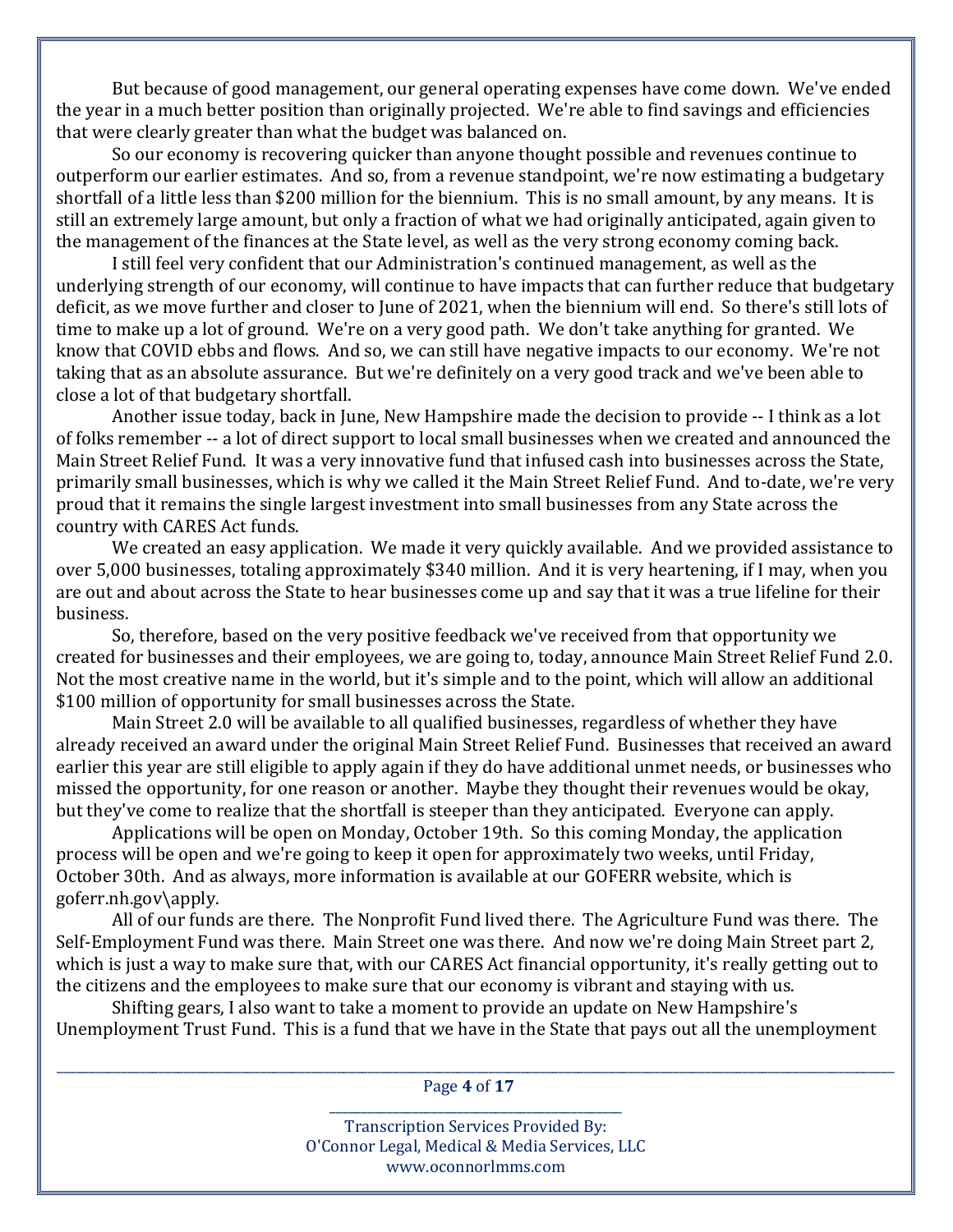But because of good management, our general operating expenses have come down. We've ended the year in a much better position than originally projected. We're able to find savings and efficiencies that were clearly greater than what the budget was balanced on.

So our economy is recovering quicker than anyone thought possible and revenues continue to outperform our earlier estimates. And so, from a revenue standpoint, we're now estimating a budgetary shortfall of a little less than $200 million for the biennium. This is no small amount, by any means. It is still an extremely large amount, but only a fraction of what we had originally anticipated, again given to the management of the finances at the State level, as well as the very strong economy coming back.

I still feel very confident that our Administration's continued management, as well as the underlying strength of our economy, will continue to have impacts that can further reduce that budgetary deficit, as we move further and closer to June of 2021, when the biennium will end. So there's still lots of time to make up a lot of ground. We're on a very good path. We don't take anything for granted. We know that COVID ebbs and flows. And so, we can still have negative impacts to our economy. We're not taking that as an absolute assurance. But we're definitely on a very good track and we've been able to close a lot of that budgetary shortfall.

Another issue today, back in June, New Hampshire made the decision to provide -- I think as a lot of folks remember -- a lot of direct support to local small businesses when we created and announced the Main Street Relief Fund. It was a very innovative fund that infused cash into businesses across the State, primarily small businesses, which is why we called it the Main Street Relief Fund. And to-date, we're very proud that it remains the single largest investment into small businesses from any State across the country with CARES Act funds.

We created an easy application. We made it very quickly available. And we provided assistance to over 5,000 businesses, totaling approximately $340 million. And it is very heartening, if I may, when you are out and about across the State to hear businesses come up and say that it was a true lifeline for their business.

So, therefore, based on the very positive feedback we've received from that opportunity we created for businesses and their employees, we are going to, today, announce Main Street Relief Fund 2.0. Not the most creative name in the world, but it's simple and to the point, which will allow an additional $100 million of opportunity for small businesses across the State.

Main Street 2.0 will be available to all qualified businesses, regardless of whether they have already received an award under the original Main Street Relief Fund. Businesses that received an award earlier this year are still eligible to apply again if they do have additional unmet needs, or businesses who missed the opportunity, for one reason or another. Maybe they thought their revenues would be okay, but they've come to realize that the shortfall is steeper than they anticipated. Everyone can apply.

Applications will be open on Monday, October 19th. So this coming Monday, the application process will be open and we're going to keep it open for approximately two weeks, until Friday, October 30th. And as always, more information is available at our GOFERR website, which is goferr.nh.gov\apply.

All of our funds are there. The Nonprofit Fund lived there. The Agriculture Fund was there. The Self-Employment Fund was there. Main Street one was there. And now we're doing Main Street part 2, which is just a way to make sure that, with our CARES Act financial opportunity, it's really getting out to the citizens and the employees to make sure that our economy is vibrant and staying with us.

Shifting gears, I also want to take a moment to provide an update on New Hampshire's Unemployment Trust Fund. This is a fund that we have in the State that pays out all the unemployment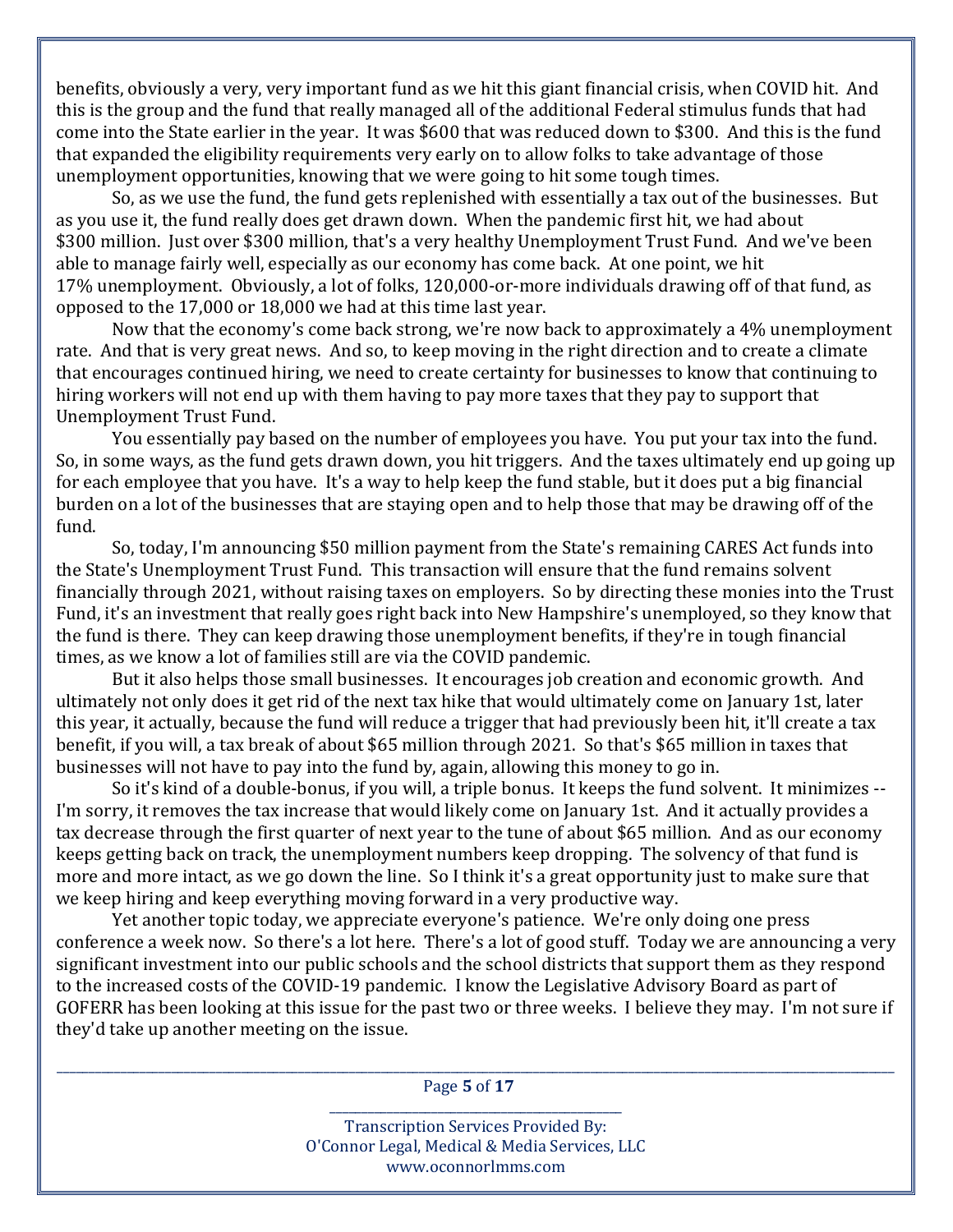benefits, obviously a very, very important fund as we hit this giant financial crisis, when COVID hit. And this is the group and the fund that really managed all of the additional Federal stimulus funds that had come into the State earlier in the year. It was $600 that was reduced down to $300. And this is the fund that expanded the eligibility requirements very early on to allow folks to take advantage of those unemployment opportunities, knowing that we were going to hit some tough times.

So, as we use the fund, the fund gets replenished with essentially a tax out of the businesses. But as you use it, the fund really does get drawn down. When the pandemic first hit, we had about $300 million. Just over $300 million, that's a very healthy Unemployment Trust Fund. And we've been able to manage fairly well, especially as our economy has come back. At one point, we hit 17% unemployment. Obviously, a lot of folks, 120,000-or-more individuals drawing off of that fund, as opposed to the 17,000 or 18,000 we had at this time last year.

Now that the economy's come back strong, we're now back to approximately a 4% unemployment rate. And that is very great news. And so, to keep moving in the right direction and to create a climate that encourages continued hiring, we need to create certainty for businesses to know that continuing to hiring workers will not end up with them having to pay more taxes that they pay to support that Unemployment Trust Fund.

You essentially pay based on the number of employees you have. You put your tax into the fund. So, in some ways, as the fund gets drawn down, you hit triggers. And the taxes ultimately end up going up for each employee that you have. It's a way to help keep the fund stable, but it does put a big financial burden on a lot of the businesses that are staying open and to help those that may be drawing off of the fund.

So, today, I'm announcing $50 million payment from the State's remaining CARES Act funds into the State's Unemployment Trust Fund. This transaction will ensure that the fund remains solvent financially through 2021, without raising taxes on employers. So by directing these monies into the Trust Fund, it's an investment that really goes right back into New Hampshire's unemployed, so they know that the fund is there. They can keep drawing those unemployment benefits, if they're in tough financial times, as we know a lot of families still are via the COVID pandemic.

But it also helps those small businesses. It encourages job creation and economic growth. And ultimately not only does it get rid of the next tax hike that would ultimately come on January 1st, later this year, it actually, because the fund will reduce a trigger that had previously been hit, it'll create a tax benefit, if you will, a tax break of about $65 million through 2021. So that's $65 million in taxes that businesses will not have to pay into the fund by, again, allowing this money to go in.

So it's kind of a double-bonus, if you will, a triple bonus. It keeps the fund solvent. It minimizes -- I'm sorry, it removes the tax increase that would likely come on January 1st. And it actually provides a tax decrease through the first quarter of next year to the tune of about $65 million. And as our economy keeps getting back on track, the unemployment numbers keep dropping. The solvency of that fund is more and more intact, as we go down the line. So I think it's a great opportunity just to make sure that we keep hiring and keep everything moving forward in a very productive way.

Yet another topic today, we appreciate everyone's patience. We're only doing one press conference a week now. So there's a lot here. There's a lot of good stuff. Today we are announcing a very significant investment into our public schools and the school districts that support them as they respond to the increased costs of the COVID-19 pandemic. I know the Legislative Advisory Board as part of GOFERR has been looking at this issue for the past two or three weeks. I believe they may. I'm not sure if they'd take up another meeting on the issue.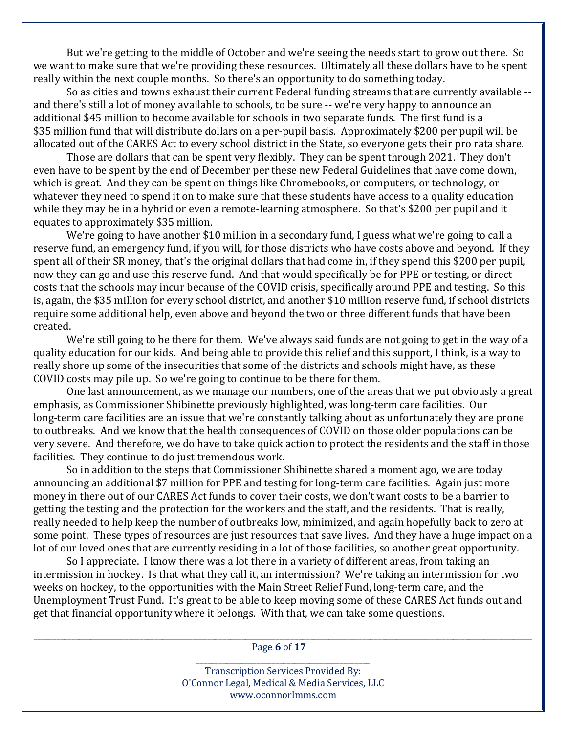But we're getting to the middle of October and we're seeing the needs start to grow out there. So we want to make sure that we're providing these resources. Ultimately all these dollars have to be spent really within the next couple months. So there's an opportunity to do something today.

So as cities and towns exhaust their current Federal funding streams that are currently available -- and there's still a lot of money available to schools, to be sure -- we're very happy to announce an additional $45 million to become available for schools in two separate funds. The first fund is a $35 million fund that will distribute dollars on a per-pupil basis. Approximately $200 per pupil will be allocated out of the CARES Act to every school district in the State, so everyone gets their pro rata share.

Those are dollars that can be spent very flexibly. They can be spent through 2021. They don't even have to be spent by the end of December per these new Federal Guidelines that have come down, which is great. And they can be spent on things like Chromebooks, or computers, or technology, or whatever they need to spend it on to make sure that these students have access to a quality education while they may be in a hybrid or even a remote-learning atmosphere. So that's $200 per pupil and it equates to approximately $35 million.

We're going to have another $10 million in a secondary fund, I guess what we're going to call a reserve fund, an emergency fund, if you will, for those districts who have costs above and beyond. If they spent all of their SR money, that's the original dollars that had come in, if they spend this $200 per pupil, now they can go and use this reserve fund. And that would specifically be for PPE or testing, or direct costs that the schools may incur because of the COVID crisis, specifically around PPE and testing. So this is, again, the $35 million for every school district, and another $10 million reserve fund, if school districts require some additional help, even above and beyond the two or three different funds that have been created.

We're still going to be there for them. We've always said funds are not going to get in the way of a quality education for our kids. And being able to provide this relief and this support, I think, is a way to really shore up some of the insecurities that some of the districts and schools might have, as these COVID costs may pile up. So we're going to continue to be there for them.

One last announcement, as we manage our numbers, one of the areas that we put obviously a great emphasis, as Commissioner Shibinette previously highlighted, was long-term care facilities. Our long-term care facilities are an issue that we're constantly talking about as unfortunately they are prone to outbreaks. And we know that the health consequences of COVID on those older populations can be very severe. And therefore, we do have to take quick action to protect the residents and the staff in those facilities. They continue to do just tremendous work.

So in addition to the steps that Commissioner Shibinette shared a moment ago, we are today announcing an additional $7 million for PPE and testing for long-term care facilities. Again just more money in there out of our CARES Act funds to cover their costs, we don't want costs to be a barrier to getting the testing and the protection for the workers and the staff, and the residents. That is really, really needed to help keep the number of outbreaks low, minimized, and again hopefully back to zero at some point. These types of resources are just resources that save lives. And they have a huge impact on a lot of our loved ones that are currently residing in a lot of those facilities, so another great opportunity.

So I appreciate. I know there was a lot there in a variety of different areas, from taking an intermission in hockey. Is that what they call it, an intermission? We're taking an intermission for two weeks on hockey, to the opportunities with the Main Street Relief Fund, long-term care, and the Unemployment Trust Fund. It's great to be able to keep moving some of these CARES Act funds out and get that financial opportunity where it belongs. With that, we can take some questions.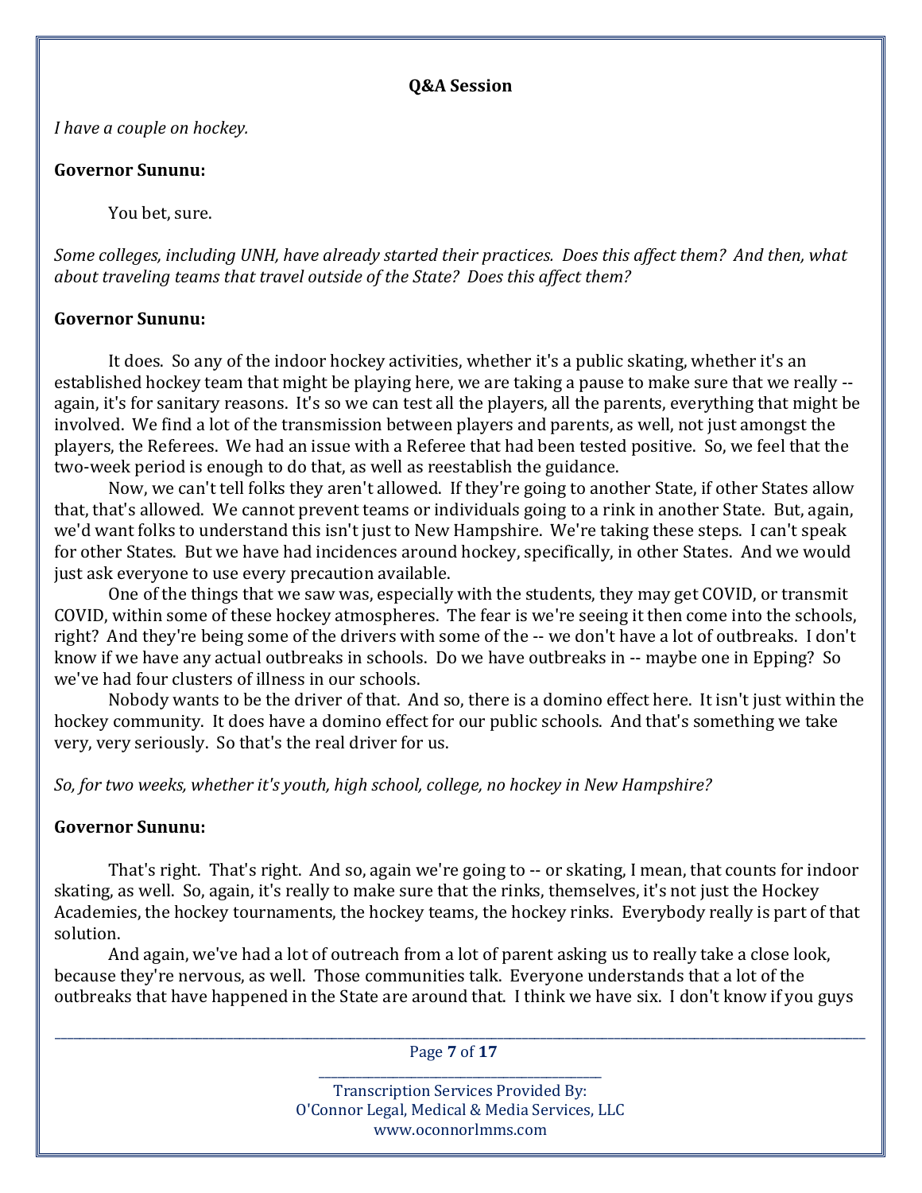**Q&A Session**

*I have a couple on hockey.*

**Governor Sununu:**

You bet, sure.

*Some colleges, including UNH, have already started their practices. Does this affect them? And then, what about traveling teams that travel outside of the State? Does this affect them?*

**Governor Sununu:**

It does. So any of the indoor hockey activities, whether it's a public skating, whether it's an established hockey team that might be playing here, we are taking a pause to make sure that we really -- again, it's for sanitary reasons. It's so we can test all the players, all the parents, everything that might be involved. We find a lot of the transmission between players and parents, as well, not just amongst the players, the Referees. We had an issue with a Referee that had been tested positive. So, we feel that the two-week period is enough to do that, as well as reestablish the guidance.

Now, we can't tell folks they aren't allowed. If they're going to another State, if other States allow that, that's allowed. We cannot prevent teams or individuals going to a rink in another State. But, again, we'd want folks to understand this isn't just to New Hampshire. We're taking these steps. I can't speak for other States. But we have had incidences around hockey, specifically, in other States. And we would just ask everyone to use every precaution available.

One of the things that we saw was, especially with the students, they may get COVID, or transmit COVID, within some of these hockey atmospheres. The fear is we're seeing it then come into the schools, right? And they're being some of the drivers with some of the -- we don't have a lot of outbreaks. I don't know if we have any actual outbreaks in schools. Do we have outbreaks in -- maybe one in Epping? So we've had four clusters of illness in our schools.

Nobody wants to be the driver of that. And so, there is a domino effect here. It isn't just within the hockey community. It does have a domino effect for our public schools. And that's something we take very, very seriously. So that's the real driver for us.

*So, for two weeks, whether it's youth, high school, college, no hockey in New Hampshire?*

**Governor Sununu:**

That's right. That's right. And so, again we're going to -- or skating, I mean, that counts for indoor skating, as well. So, again, it's really to make sure that the rinks, themselves, it's not just the Hockey Academies, the hockey tournaments, the hockey teams, the hockey rinks. Everybody really is part of that solution.

And again, we've had a lot of outreach from a lot of parent asking us to really take a close look, because they're nervous, as well. Those communities talk. Everyone understands that a lot of the outbreaks that have happened in the State are around that. I think we have six. I don't know if you guys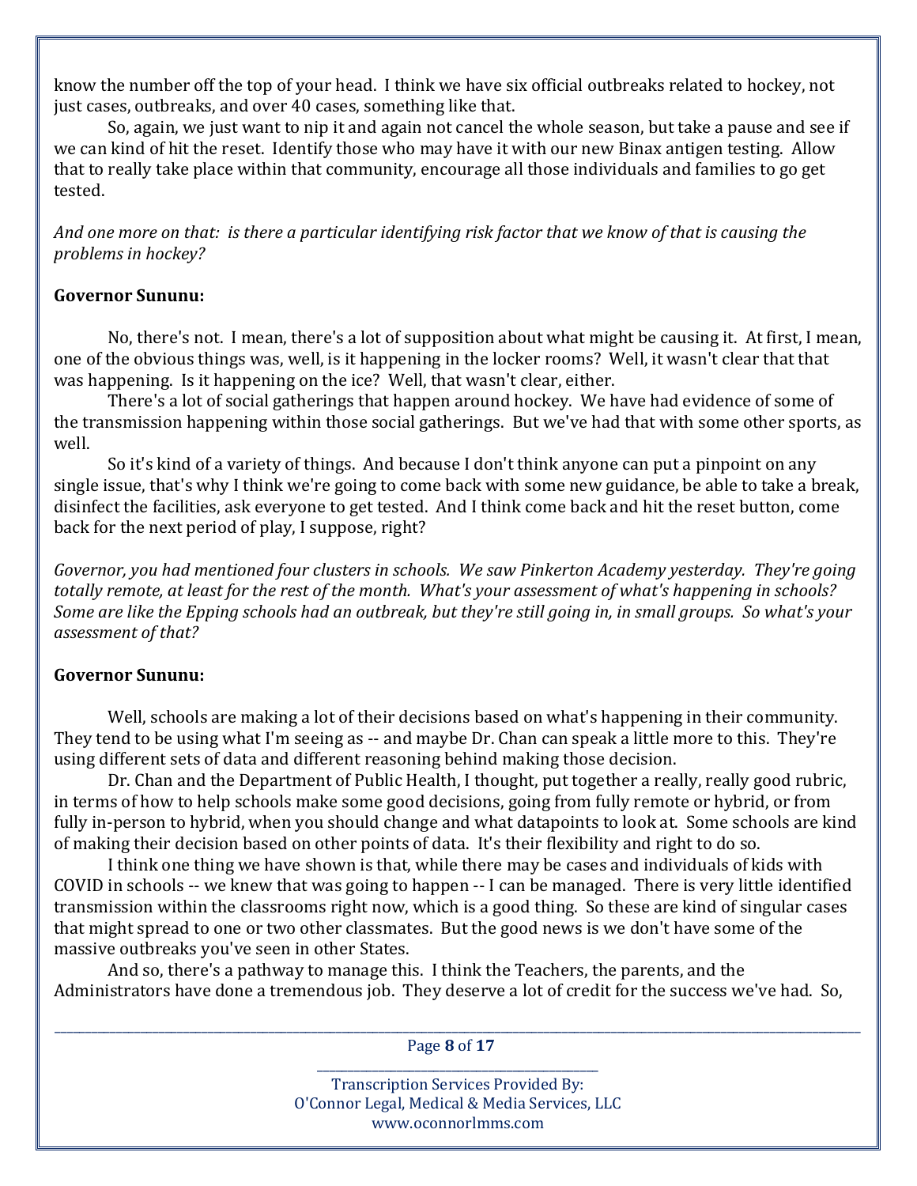know the number off the top of your head. I think we have six official outbreaks related to hockey, not just cases, outbreaks, and over 40 cases, something like that.

So, again, we just want to nip it and again not cancel the whole season, but take a pause and see if we can kind of hit the reset. Identify those who may have it with our new Binax antigen testing. Allow that to really take place within that community, encourage all those individuals and families to go get tested.

*And one more on that: is there a particular identifying risk factor that we know of that is causing the problems in hockey?*

**Governor Sununu:**

No, there's not. I mean, there's a lot of supposition about what might be causing it. At first, I mean, one of the obvious things was, well, is it happening in the locker rooms? Well, it wasn't clear that that was happening. Is it happening on the ice? Well, that wasn't clear, either.

There's a lot of social gatherings that happen around hockey. We have had evidence of some of the transmission happening within those social gatherings. But we've had that with some other sports, as well.

So it's kind of a variety of things. And because I don't think anyone can put a pinpoint on any single issue, that's why I think we're going to come back with some new guidance, be able to take a break, disinfect the facilities, ask everyone to get tested. And I think come back and hit the reset button, come back for the next period of play, I suppose, right?

*Governor, you had mentioned four clusters in schools. We saw Pinkerton Academy yesterday. They're going totally remote, at least for the rest of the month. What's your assessment of what's happening in schools? Some are like the Epping schools had an outbreak, but they're still going in, in small groups. So what's your assessment of that?*

**Governor Sununu:**

Well, schools are making a lot of their decisions based on what's happening in their community. They tend to be using what I'm seeing as -- and maybe Dr. Chan can speak a little more to this. They're using different sets of data and different reasoning behind making those decision.

Dr. Chan and the Department of Public Health, I thought, put together a really, really good rubric, in terms of how to help schools make some good decisions, going from fully remote or hybrid, or from fully in-person to hybrid, when you should change and what datapoints to look at. Some schools are kind of making their decision based on other points of data. It's their flexibility and right to do so.

I think one thing we have shown is that, while there may be cases and individuals of kids with COVID in schools -- we knew that was going to happen -- I can be managed. There is very little identified transmission within the classrooms right now, which is a good thing. So these are kind of singular cases that might spread to one or two other classmates. But the good news is we don't have some of the massive outbreaks you've seen in other States.

And so, there's a pathway to manage this. I think the Teachers, the parents, and the Administrators have done a tremendous job. They deserve a lot of credit for the success we've had. So,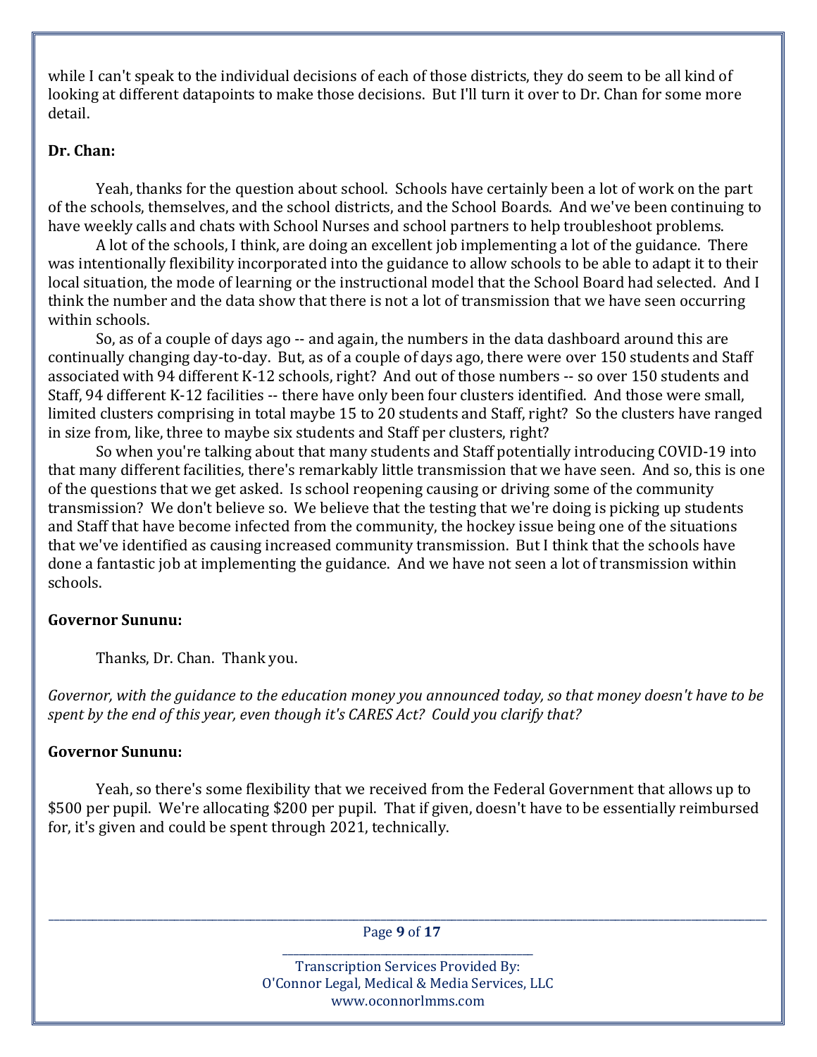while I can't speak to the individual decisions of each of those districts, they do seem to be all kind of looking at different datapoints to make those decisions. But I'll turn it over to Dr. Chan for some more detail.

**Dr. Chan:**

Yeah, thanks for the question about school. Schools have certainly been a lot of work on the part of the schools, themselves, and the school districts, and the School Boards. And we've been continuing to have weekly calls and chats with School Nurses and school partners to help troubleshoot problems.

A lot of the schools, I think, are doing an excellent job implementing a lot of the guidance. There was intentionally flexibility incorporated into the guidance to allow schools to be able to adapt it to their local situation, the mode of learning or the instructional model that the School Board had selected. And I think the number and the data show that there is not a lot of transmission that we have seen occurring within schools.

So, as of a couple of days ago -- and again, the numbers in the data dashboard around this are continually changing day-to-day. But, as of a couple of days ago, there were over 150 students and Staff associated with 94 different K-12 schools, right? And out of those numbers -- so over 150 students and Staff, 94 different K-12 facilities -- there have only been four clusters identified. And those were small, limited clusters comprising in total maybe 15 to 20 students and Staff, right? So the clusters have ranged in size from, like, three to maybe six students and Staff per clusters, right?

So when you're talking about that many students and Staff potentially introducing COVID-19 into that many different facilities, there's remarkably little transmission that we have seen. And so, this is one of the questions that we get asked. Is school reopening causing or driving some of the community transmission? We don't believe so. We believe that the testing that we're doing is picking up students and Staff that have become infected from the community, the hockey issue being one of the situations that we've identified as causing increased community transmission. But I think that the schools have done a fantastic job at implementing the guidance. And we have not seen a lot of transmission within schools.

**Governor Sununu:**

Thanks, Dr. Chan. Thank you.

*Governor, with the guidance to the education money you announced today, so that money doesn't have to be spent by the end of this year, even though it's CARES Act? Could you clarify that?*

**Governor Sununu:**

Yeah, so there's some flexibility that we received from the Federal Government that allows up to $500 per pupil. We're allocating $200 per pupil. That if given, doesn't have to be essentially reimbursed for, it's given and could be spent through 2021, technically.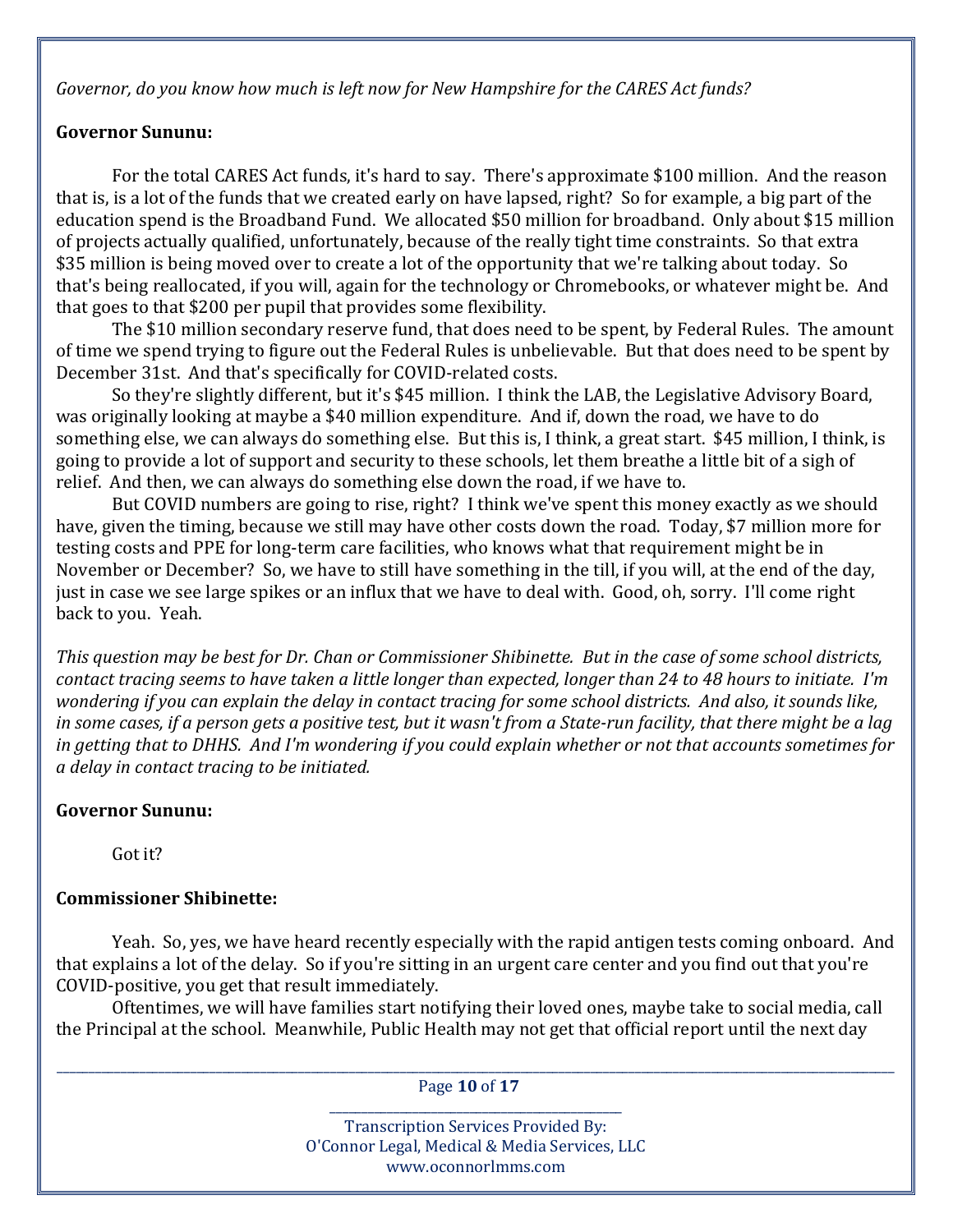*Governor, do you know how much is left now for New Hampshire for the CARES Act funds?*

**Governor Sununu:**

For the total CARES Act funds, it's hard to say. There's approximate $100 million. And the reason that is, is a lot of the funds that we created early on have lapsed, right? So for example, a big part of the education spend is the Broadband Fund. We allocated $50 million for broadband. Only about $15 million of projects actually qualified, unfortunately, because of the really tight time constraints. So that extra $35 million is being moved over to create a lot of the opportunity that we're talking about today. So that's being reallocated, if you will, again for the technology or Chromebooks, or whatever might be. And that goes to that $200 per pupil that provides some flexibility.

The $10 million secondary reserve fund, that does need to be spent, by Federal Rules. The amount of time we spend trying to figure out the Federal Rules is unbelievable. But that does need to be spent by December 31st. And that's specifically for COVID-related costs.

So they're slightly different, but it's $45 million. I think the LAB, the Legislative Advisory Board, was originally looking at maybe a $40 million expenditure. And if, down the road, we have to do something else, we can always do something else. But this is, I think, a great start. $45 million, I think, is going to provide a lot of support and security to these schools, let them breathe a little bit of a sigh of relief. And then, we can always do something else down the road, if we have to.

But COVID numbers are going to rise, right? I think we've spent this money exactly as we should have, given the timing, because we still may have other costs down the road. Today, $7 million more for testing costs and PPE for long-term care facilities, who knows what that requirement might be in November or December? So, we have to still have something in the till, if you will, at the end of the day, just in case we see large spikes or an influx that we have to deal with. Good, oh, sorry. I'll come right back to you. Yeah.

*This question may be best for Dr. Chan or Commissioner Shibinette. But in the case of some school districts, contact tracing seems to have taken a little longer than expected, longer than 24 to 48 hours to initiate. I'm wondering if you can explain the delay in contact tracing for some school districts. And also, it sounds like, in some cases, if a person gets a positive test, but it wasn't from a State-run facility, that there might be a lag in getting that to DHHS. And I'm wondering if you could explain whether or not that accounts sometimes for a delay in contact tracing to be initiated.*

**Governor Sununu:**

Got it?

**Commissioner Shibinette:**

Yeah. So, yes, we have heard recently especially with the rapid antigen tests coming onboard. And that explains a lot of the delay. So if you're sitting in an urgent care center and you find out that you're COVID-positive, you get that result immediately.

Oftentimes, we will have families start notifying their loved ones, maybe take to social media, call the Principal at the school. Meanwhile, Public Health may not get that official report until the next day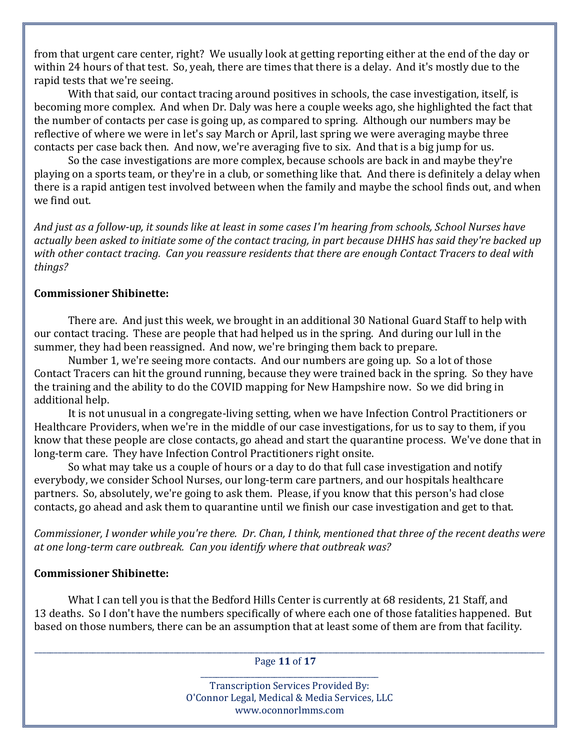from that urgent care center, right? We usually look at getting reporting either at the end of the day or within 24 hours of that test. So, yeah, there are times that there is a delay. And it's mostly due to the rapid tests that we're seeing.

With that said, our contact tracing around positives in schools, the case investigation, itself, is becoming more complex. And when Dr. Daly was here a couple weeks ago, she highlighted the fact that the number of contacts per case is going up, as compared to spring. Although our numbers may be reflective of where we were in let's say March or April, last spring we were averaging maybe three contacts per case back then. And now, we're averaging five to six. And that is a big jump for us.

So the case investigations are more complex, because schools are back in and maybe they're playing on a sports team, or they're in a club, or something like that. And there is definitely a delay when there is a rapid antigen test involved between when the family and maybe the school finds out, and when we find out.

*And just as a follow-up, it sounds like at least in some cases I'm hearing from schools, School Nurses have actually been asked to initiate some of the contact tracing, in part because DHHS has said they're backed up with other contact tracing. Can you reassure residents that there are enough Contact Tracers to deal with things?*

**Commissioner Shibinette:**

There are. And just this week, we brought in an additional 30 National Guard Staff to help with our contact tracing. These are people that had helped us in the spring. And during our lull in the summer, they had been reassigned. And now, we're bringing them back to prepare.

Number 1, we're seeing more contacts. And our numbers are going up. So a lot of those Contact Tracers can hit the ground running, because they were trained back in the spring. So they have the training and the ability to do the COVID mapping for New Hampshire now. So we did bring in additional help.

It is not unusual in a congregate-living setting, when we have Infection Control Practitioners or Healthcare Providers, when we're in the middle of our case investigations, for us to say to them, if you know that these people are close contacts, go ahead and start the quarantine process. We've done that in long-term care. They have Infection Control Practitioners right onsite.

So what may take us a couple of hours or a day to do that full case investigation and notify everybody, we consider School Nurses, our long-term care partners, and our hospitals healthcare partners. So, absolutely, we're going to ask them. Please, if you know that this person's had close contacts, go ahead and ask them to quarantine until we finish our case investigation and get to that.

*Commissioner, I wonder while you're there. Dr. Chan, I think, mentioned that three of the recent deaths were at one long-term care outbreak. Can you identify where that outbreak was?*

**Commissioner Shibinette:**

What I can tell you is that the Bedford Hills Center is currently at 68 residents, 21 Staff, and 13 deaths. So I don't have the numbers specifically of where each one of those fatalities happened. But based on those numbers, there can be an assumption that at least some of them are from that facility.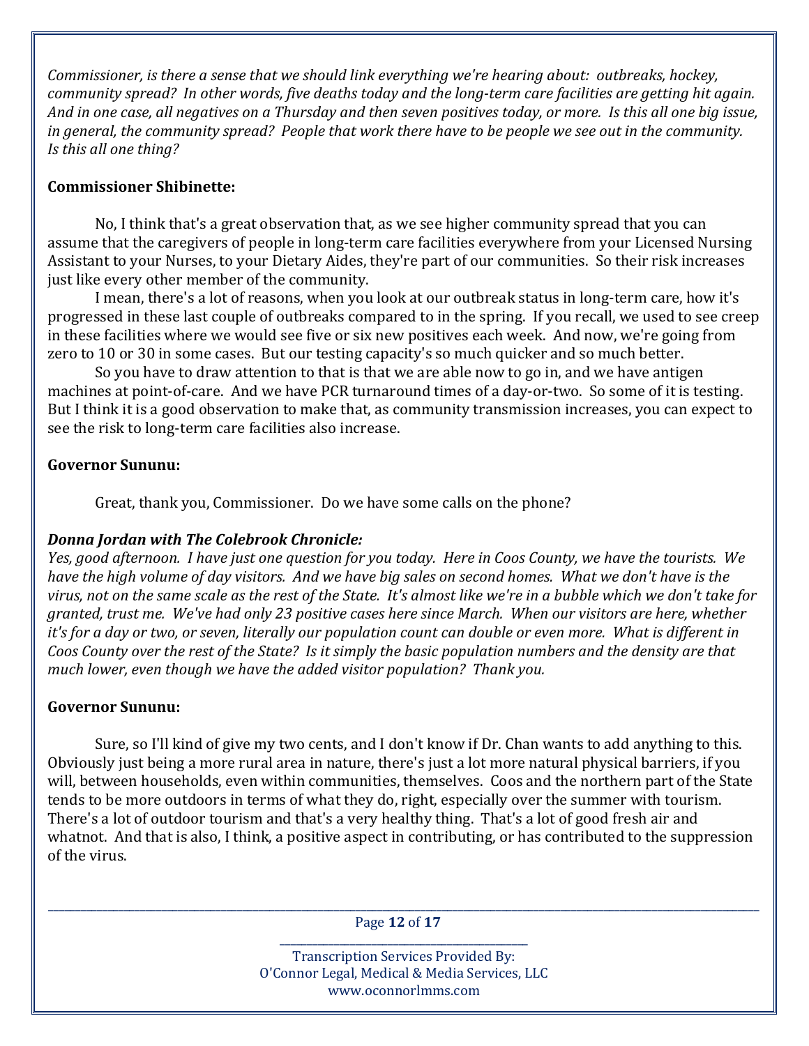*Commissioner, is there a sense that we should link everything we're hearing about: outbreaks, hockey, community spread? In other words, five deaths today and the long-term care facilities are getting hit again. And in one case, all negatives on a Thursday and then seven positives today, or more. Is this all one big issue, in general, the community spread? People that work there have to be people we see out in the community. Is this all one thing?*

**Commissioner Shibinette:**

No, I think that's a great observation that, as we see higher community spread that you can assume that the caregivers of people in long-term care facilities everywhere from your Licensed Nursing Assistant to your Nurses, to your Dietary Aides, they're part of our communities. So their risk increases just like every other member of the community.

I mean, there's a lot of reasons, when you look at our outbreak status in long-term care, how it's progressed in these last couple of outbreaks compared to in the spring. If you recall, we used to see creep in these facilities where we would see five or six new positives each week. And now, we're going from zero to 10 or 30 in some cases. But our testing capacity's so much quicker and so much better.

So you have to draw attention to that is that we are able now to go in, and we have antigen machines at point-of-care. And we have PCR turnaround times of a day-or-two. So some of it is testing. But I think it is a good observation to make that, as community transmission increases, you can expect to see the risk to long-term care facilities also increase.

**Governor Sununu:**

Great, thank you, Commissioner. Do we have some calls on the phone?

***Donna Jordan with The Colebrook Chronicle:***
*Yes, good afternoon. I have just one question for you today. Here in Coos County, we have the tourists. We have the high volume of day visitors. And we have big sales on second homes. What we don't have is the virus, not on the same scale as the rest of the State. It's almost like we're in a bubble which we don't take for granted, trust me. We've had only 23 positive cases here since March. When our visitors are here, whether it's for a day or two, or seven, literally our population count can double or even more. What is different in Coos County over the rest of the State? Is it simply the basic population numbers and the density are that much lower, even though we have the added visitor population? Thank you.*

**Governor Sununu:**

Sure, so I'll kind of give my two cents, and I don't know if Dr. Chan wants to add anything to this. Obviously just being a more rural area in nature, there's just a lot more natural physical barriers, if you will, between households, even within communities, themselves. Coos and the northern part of the State tends to be more outdoors in terms of what they do, right, especially over the summer with tourism. There's a lot of outdoor tourism and that's a very healthy thing. That's a lot of good fresh air and whatnot. And that is also, I think, a positive aspect in contributing, or has contributed to the suppression of the virus.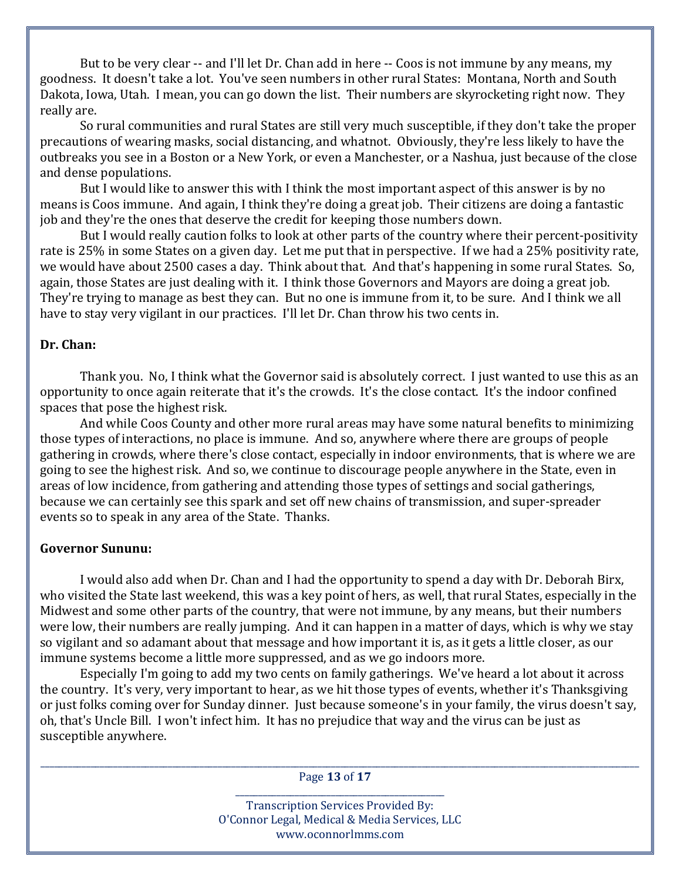But to be very clear -- and I'll let Dr. Chan add in here -- Coos is not immune by any means, my goodness. It doesn't take a lot. You've seen numbers in other rural States: Montana, North and South Dakota, Iowa, Utah. I mean, you can go down the list. Their numbers are skyrocketing right now. They really are.

So rural communities and rural States are still very much susceptible, if they don't take the proper precautions of wearing masks, social distancing, and whatnot. Obviously, they're less likely to have the outbreaks you see in a Boston or a New York, or even a Manchester, or a Nashua, just because of the close and dense populations.

But I would like to answer this with I think the most important aspect of this answer is by no means is Coos immune. And again, I think they're doing a great job. Their citizens are doing a fantastic job and they're the ones that deserve the credit for keeping those numbers down.

But I would really caution folks to look at other parts of the country where their percent-positivity rate is 25% in some States on a given day. Let me put that in perspective. If we had a 25% positivity rate, we would have about 2500 cases a day. Think about that. And that's happening in some rural States. So, again, those States are just dealing with it. I think those Governors and Mayors are doing a great job. They're trying to manage as best they can. But no one is immune from it, to be sure. And I think we all have to stay very vigilant in our practices. I'll let Dr. Chan throw his two cents in.

**Dr. Chan:**

Thank you. No, I think what the Governor said is absolutely correct. I just wanted to use this as an opportunity to once again reiterate that it's the crowds. It's the close contact. It's the indoor confined spaces that pose the highest risk.

And while Coos County and other more rural areas may have some natural benefits to minimizing those types of interactions, no place is immune. And so, anywhere where there are groups of people gathering in crowds, where there's close contact, especially in indoor environments, that is where we are going to see the highest risk. And so, we continue to discourage people anywhere in the State, even in areas of low incidence, from gathering and attending those types of settings and social gatherings, because we can certainly see this spark and set off new chains of transmission, and super-spreader events so to speak in any area of the State. Thanks.

**Governor Sununu:**

I would also add when Dr. Chan and I had the opportunity to spend a day with Dr. Deborah Birx, who visited the State last weekend, this was a key point of hers, as well, that rural States, especially in the Midwest and some other parts of the country, that were not immune, by any means, but their numbers were low, their numbers are really jumping. And it can happen in a matter of days, which is why we stay so vigilant and so adamant about that message and how important it is, as it gets a little closer, as our immune systems become a little more suppressed, and as we go indoors more.

Especially I'm going to add my two cents on family gatherings. We've heard a lot about it across the country. It's very, very important to hear, as we hit those types of events, whether it's Thanksgiving or just folks coming over for Sunday dinner. Just because someone's in your family, the virus doesn't say, oh, that's Uncle Bill. I won't infect him. It has no prejudice that way and the virus can be just as susceptible anywhere.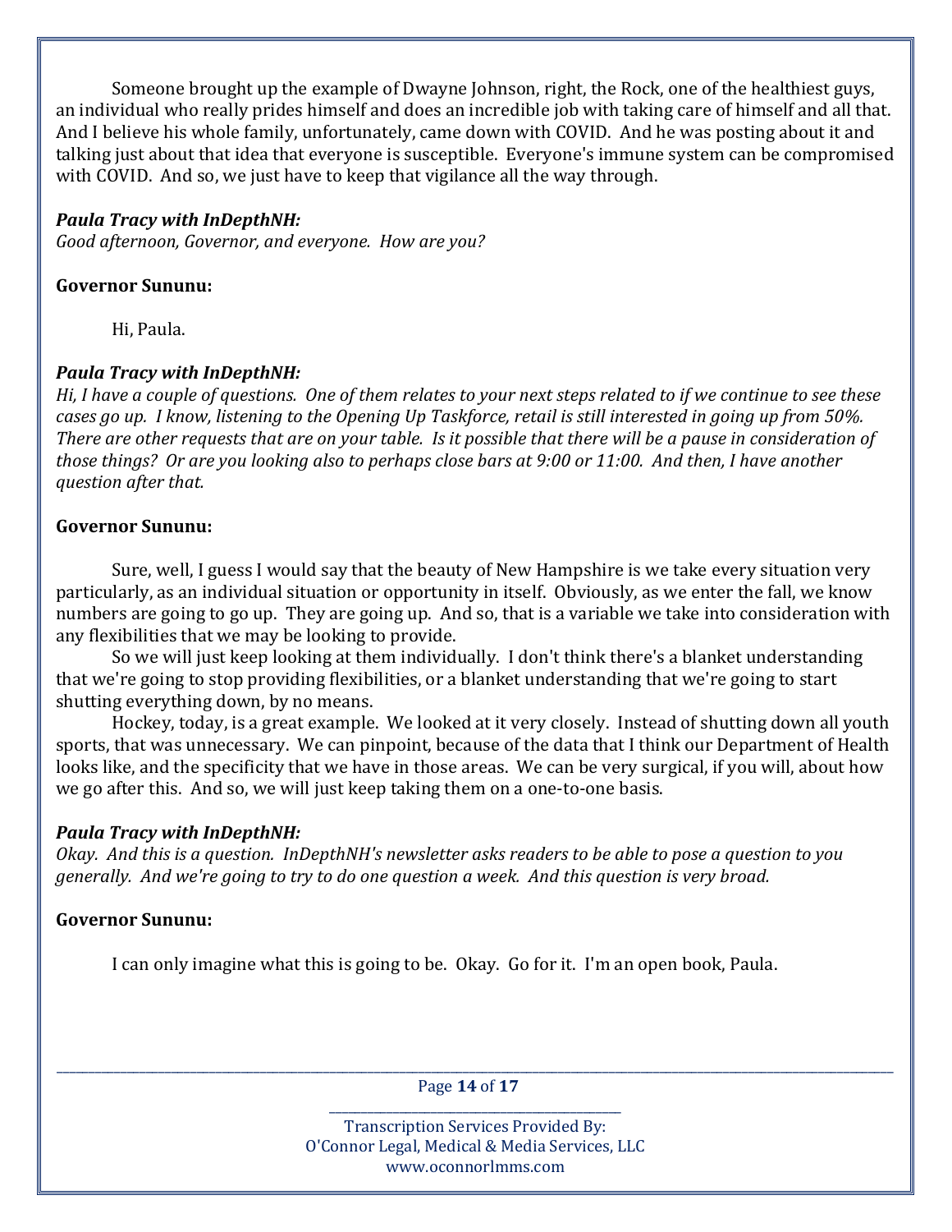Someone brought up the example of Dwayne Johnson, right, the Rock, one of the healthiest guys, an individual who really prides himself and does an incredible job with taking care of himself and all that. And I believe his whole family, unfortunately, came down with COVID. And he was posting about it and talking just about that idea that everyone is susceptible. Everyone's immune system can be compromised with COVID. And so, we just have to keep that vigilance all the way through.

***Paula Tracy with InDepthNH:***
*Good afternoon, Governor, and everyone. How are you?*

**Governor Sununu:**

Hi, Paula.

***Paula Tracy with InDepthNH:***
*Hi, I have a couple of questions. One of them relates to your next steps related to if we continue to see these cases go up. I know, listening to the Opening Up Taskforce, retail is still interested in going up from 50%. There are other requests that are on your table. Is it possible that there will be a pause in consideration of those things? Or are you looking also to perhaps close bars at 9:00 or 11:00. And then, I have another question after that.*

**Governor Sununu:**

Sure, well, I guess I would say that the beauty of New Hampshire is we take every situation very particularly, as an individual situation or opportunity in itself. Obviously, as we enter the fall, we know numbers are going to go up. They are going up. And so, that is a variable we take into consideration with any flexibilities that we may be looking to provide.

So we will just keep looking at them individually. I don't think there's a blanket understanding that we're going to stop providing flexibilities, or a blanket understanding that we're going to start shutting everything down, by no means.

Hockey, today, is a great example. We looked at it very closely. Instead of shutting down all youth sports, that was unnecessary. We can pinpoint, because of the data that I think our Department of Health looks like, and the specificity that we have in those areas. We can be very surgical, if you will, about how we go after this. And so, we will just keep taking them on a one-to-one basis.

***Paula Tracy with InDepthNH:***
*Okay. And this is a question. InDepthNH's newsletter asks readers to be able to pose a question to you generally. And we're going to try to do one question a week. And this question is very broad.*

**Governor Sununu:**

I can only imagine what this is going to be. Okay. Go for it. I'm an open book, Paula.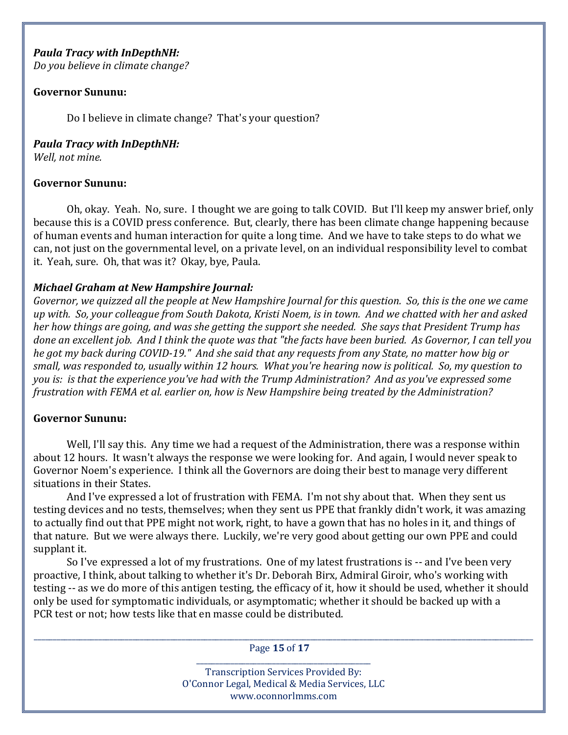***Paula Tracy with InDepthNH:***
*Do you believe in climate change?*

**Governor Sununu:**

Do I believe in climate change? That's your question?

***Paula Tracy with InDepthNH:***
*Well, not mine.*

**Governor Sununu:**

Oh, okay. Yeah. No, sure. I thought we are going to talk COVID. But I'll keep my answer brief, only because this is a COVID press conference. But, clearly, there has been climate change happening because of human events and human interaction for quite a long time. And we have to take steps to do what we can, not just on the governmental level, on a private level, on an individual responsibility level to combat it. Yeah, sure. Oh, that was it? Okay, bye, Paula.

***Michael Graham at New Hampshire Journal:***
*Governor, we quizzed all the people at New Hampshire Journal for this question. So, this is the one we came up with. So, your colleague from South Dakota, Kristi Noem, is in town. And we chatted with her and asked her how things are going, and was she getting the support she needed. She says that President Trump has done an excellent job. And I think the quote was that "the facts have been buried. As Governor, I can tell you he got my back during COVID-19." And she said that any requests from any State, no matter how big or small, was responded to, usually within 12 hours. What you're hearing now is political. So, my question to you is: is that the experience you've had with the Trump Administration? And as you've expressed some frustration with FEMA et al. earlier on, how is New Hampshire being treated by the Administration?*

**Governor Sununu:**

Well, I'll say this. Any time we had a request of the Administration, there was a response within about 12 hours. It wasn't always the response we were looking for. And again, I would never speak to Governor Noem's experience. I think all the Governors are doing their best to manage very different situations in their States.

And I've expressed a lot of frustration with FEMA. I'm not shy about that. When they sent us testing devices and no tests, themselves; when they sent us PPE that frankly didn't work, it was amazing to actually find out that PPE might not work, right, to have a gown that has no holes in it, and things of that nature. But we were always there. Luckily, we're very good about getting our own PPE and could supplant it.

So I've expressed a lot of my frustrations. One of my latest frustrations is -- and I've been very proactive, I think, about talking to whether it's Dr. Deborah Birx, Admiral Giroir, who's working with testing -- as we do more of this antigen testing, the efficacy of it, how it should be used, whether it should only be used for symptomatic individuals, or asymptomatic; whether it should be backed up with a PCR test or not; how tests like that en masse could be distributed.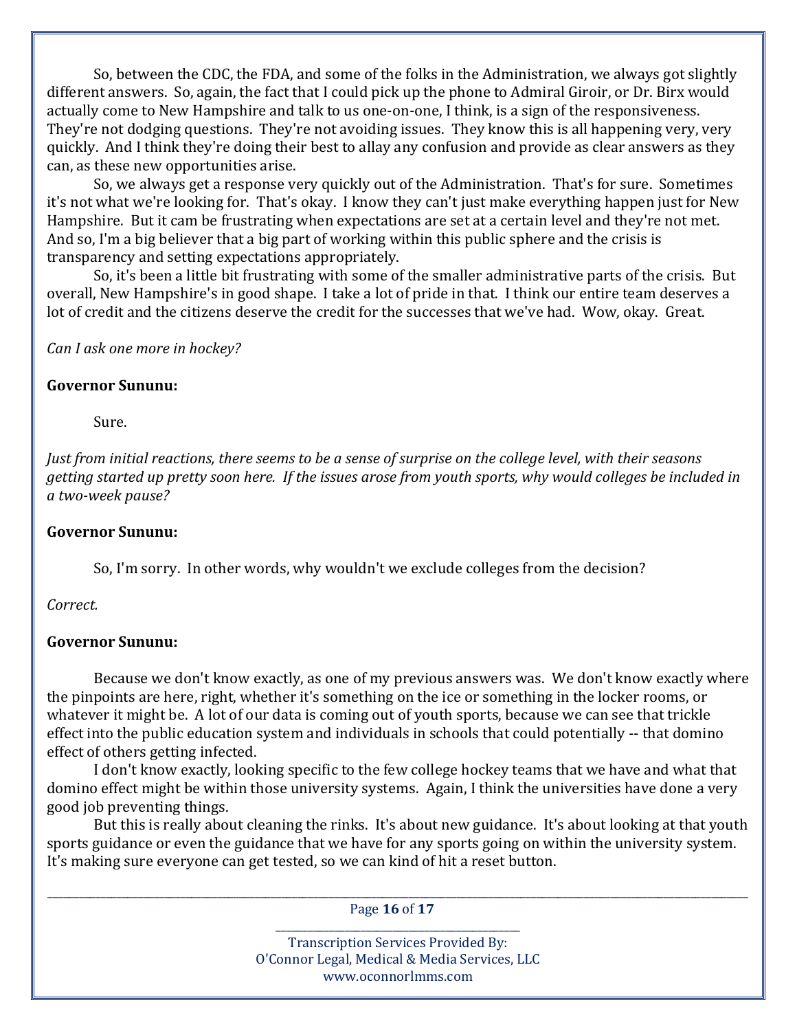So, between the CDC, the FDA, and some of the folks in the Administration, we always got slightly different answers. So, again, the fact that I could pick up the phone to Admiral Giroir, or Dr. Birx would actually come to New Hampshire and talk to us one-on-one, I think, is a sign of the responsiveness. They're not dodging questions. They're not avoiding issues. They know this is all happening very, very quickly. And I think they're doing their best to allay any confusion and provide as clear answers as they can, as these new opportunities arise.

So, we always get a response very quickly out of the Administration. That's for sure. Sometimes it's not what we're looking for. That's okay. I know they can't just make everything happen just for New Hampshire. But it cam be frustrating when expectations are set at a certain level and they're not met. And so, I'm a big believer that a big part of working within this public sphere and the crisis is transparency and setting expectations appropriately.

So, it's been a little bit frustrating with some of the smaller administrative parts of the crisis. But overall, New Hampshire's in good shape. I take a lot of pride in that. I think our entire team deserves a lot of credit and the citizens deserve the credit for the successes that we've had. Wow, okay. Great.

*Can I ask one more in hockey?*

**Governor Sununu:**

Sure.

*Just from initial reactions, there seems to be a sense of surprise on the college level, with their seasons getting started up pretty soon here. If the issues arose from youth sports, why would colleges be included in a two-week pause?*

**Governor Sununu:**

So, I'm sorry. In other words, why wouldn't we exclude colleges from the decision?

*Correct.*

**Governor Sununu:**

Because we don't know exactly, as one of my previous answers was. We don't know exactly where the pinpoints are here, right, whether it's something on the ice or something in the locker rooms, or whatever it might be. A lot of our data is coming out of youth sports, because we can see that trickle effect into the public education system and individuals in schools that could potentially -- that domino effect of others getting infected.

I don't know exactly, looking specific to the few college hockey teams that we have and what that domino effect might be within those university systems. Again, I think the universities have done a very good job preventing things.

But this is really about cleaning the rinks. It's about new guidance. It's about looking at that youth sports guidance or even the guidance that we have for any sports going on within the university system. It's making sure everyone can get tested, so we can kind of hit a reset button.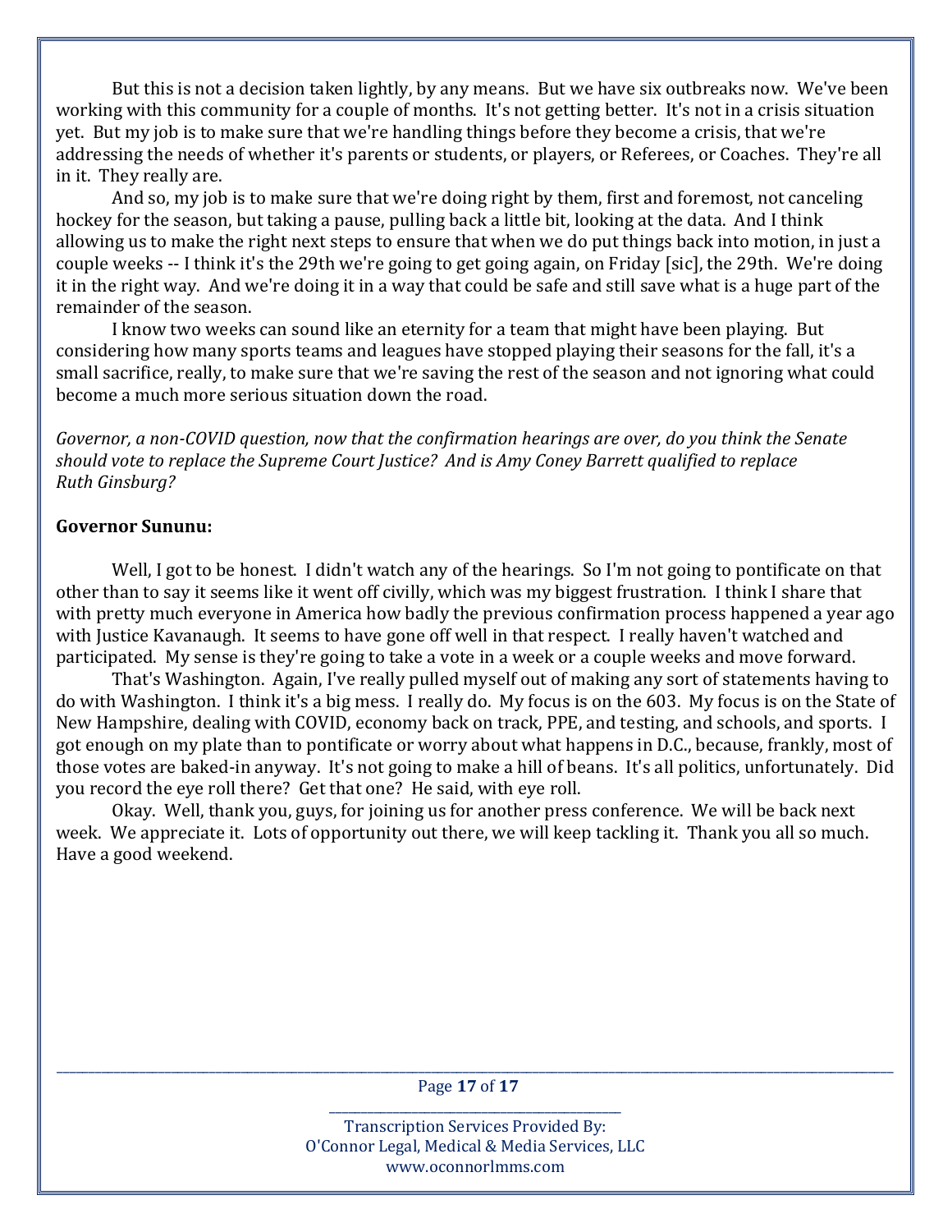But this is not a decision taken lightly, by any means. But we have six outbreaks now. We've been working with this community for a couple of months. It's not getting better. It's not in a crisis situation yet. But my job is to make sure that we're handling things before they become a crisis, that we're addressing the needs of whether it's parents or students, or players, or Referees, or Coaches. They're all in it. They really are.

And so, my job is to make sure that we're doing right by them, first and foremost, not canceling hockey for the season, but taking a pause, pulling back a little bit, looking at the data. And I think allowing us to make the right next steps to ensure that when we do put things back into motion, in just a couple weeks -- I think it's the 29th we're going to get going again, on Friday [sic], the 29th. We're doing it in the right way. And we're doing it in a way that could be safe and still save what is a huge part of the remainder of the season.

I know two weeks can sound like an eternity for a team that might have been playing. But considering how many sports teams and leagues have stopped playing their seasons for the fall, it's a small sacrifice, really, to make sure that we're saving the rest of the season and not ignoring what could become a much more serious situation down the road.

*Governor, a non-COVID question, now that the confirmation hearings are over, do you think the Senate should vote to replace the Supreme Court Justice? And is Amy Coney Barrett qualified to replace Ruth Ginsburg?*

**Governor Sununu:**

Well, I got to be honest. I didn't watch any of the hearings. So I'm not going to pontificate on that other than to say it seems like it went off civilly, which was my biggest frustration. I think I share that with pretty much everyone in America how badly the previous confirmation process happened a year ago with Justice Kavanaugh. It seems to have gone off well in that respect. I really haven't watched and participated. My sense is they're going to take a vote in a week or a couple weeks and move forward.

That's Washington. Again, I've really pulled myself out of making any sort of statements having to do with Washington. I think it's a big mess. I really do. My focus is on the 603. My focus is on the State of New Hampshire, dealing with COVID, economy back on track, PPE, and testing, and schools, and sports. I got enough on my plate than to pontificate or worry about what happens in D.C., because, frankly, most of those votes are baked-in anyway. It's not going to make a hill of beans. It's all politics, unfortunately. Did you record the eye roll there? Get that one? He said, with eye roll.

Okay. Well, thank you, guys, for joining us for another press conference. We will be back next week. We appreciate it. Lots of opportunity out there, we will keep tackling it. Thank you all so much. Have a good weekend.